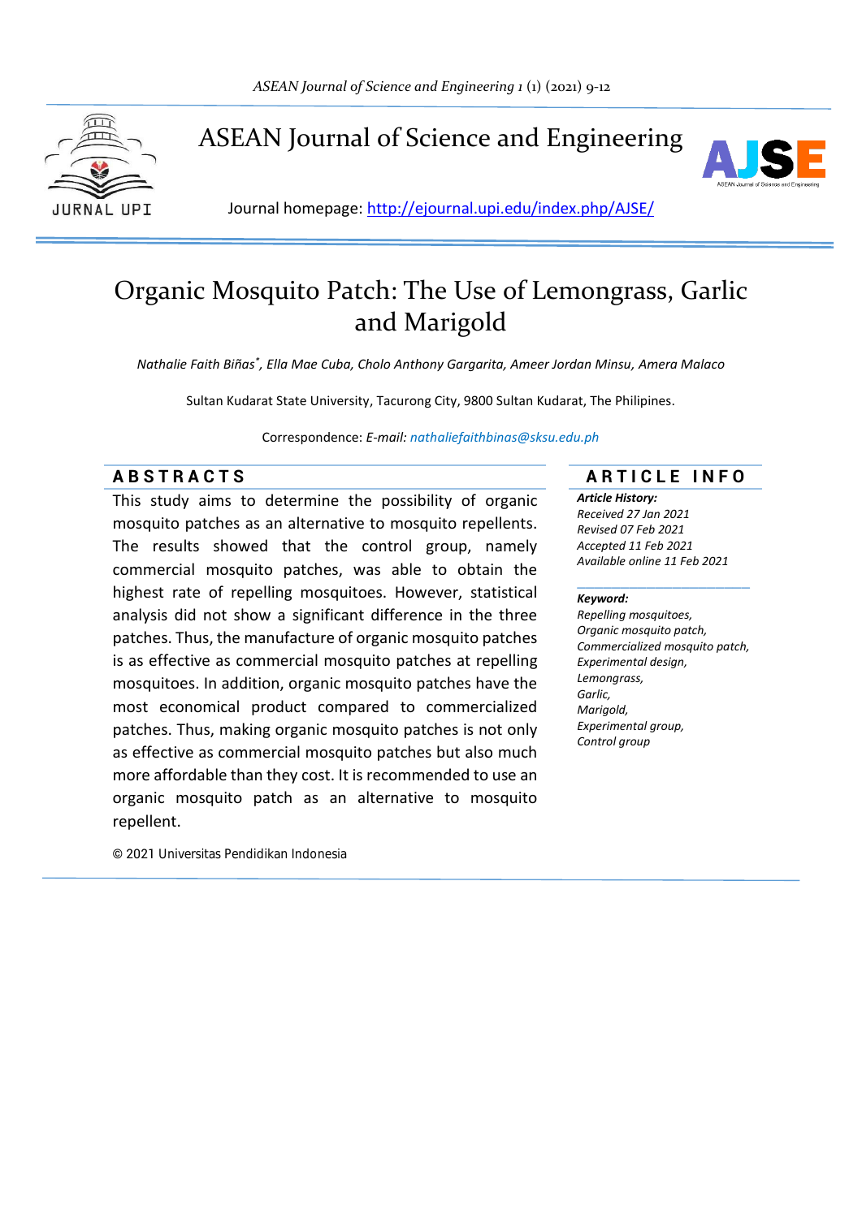# ASEAN Journal of Science and Engineering

Journal homepage: http://ejournal.upi.edu/index.php/AJSE/

# Organic Mosquito Patch: The Use of Lemongrass, Garlic and Marigold

*Nathalie Faith Biñas[*], Ella Mae Cuba, Cholo Anthony Gargarita, Ameer Jordan Minsu, Amera Malaco*

Sultan Kudarat State University, Tacurong City, 9800 Sultan Kudarat, The Philipines.

Correspondence: *E-mail:* nathaliefaithbinas@sksu.edu.ph

## ABSTRACTS

This study aims to determine the possibility of organic mosquito patches as an alternative to mosquito repellents. The results showed that the control group, namely commercial mosquito patches, was able to obtain the highest rate of repelling mosquitoes. However, statistical analysis did not show a significant difference in the three patches. Thus, the manufacture of organic mosquito patches is as effective as commercial mosquito patches at repelling mosquitoes. In addition, organic mosquito patches have the most economical product compared to commercialized patches. Thus, making organic mosquito patches is not only as effective as commercial mosquito patches but also much more affordable than they cost. It is recommended to use an organic mosquito patch as an alternative to mosquito repellent.

© 2021 Universitas Pendidikan Indonesia

## ARTICLE INFO

***Article History:***
*Received 27 Jan 2021*
*Revised 07 Feb 2021*
*Accepted 11 Feb 2021*
*Available online 11 Feb 2021*

***Keyword:***
*Repelling mosquitoes,*
*Organic mosquito patch,*
*Commercialized mosquito patch,*
*Experimental design,*
*Lemongrass,*
*Garlic,*
*Marigold,*
*Experimental group,*
*Control group*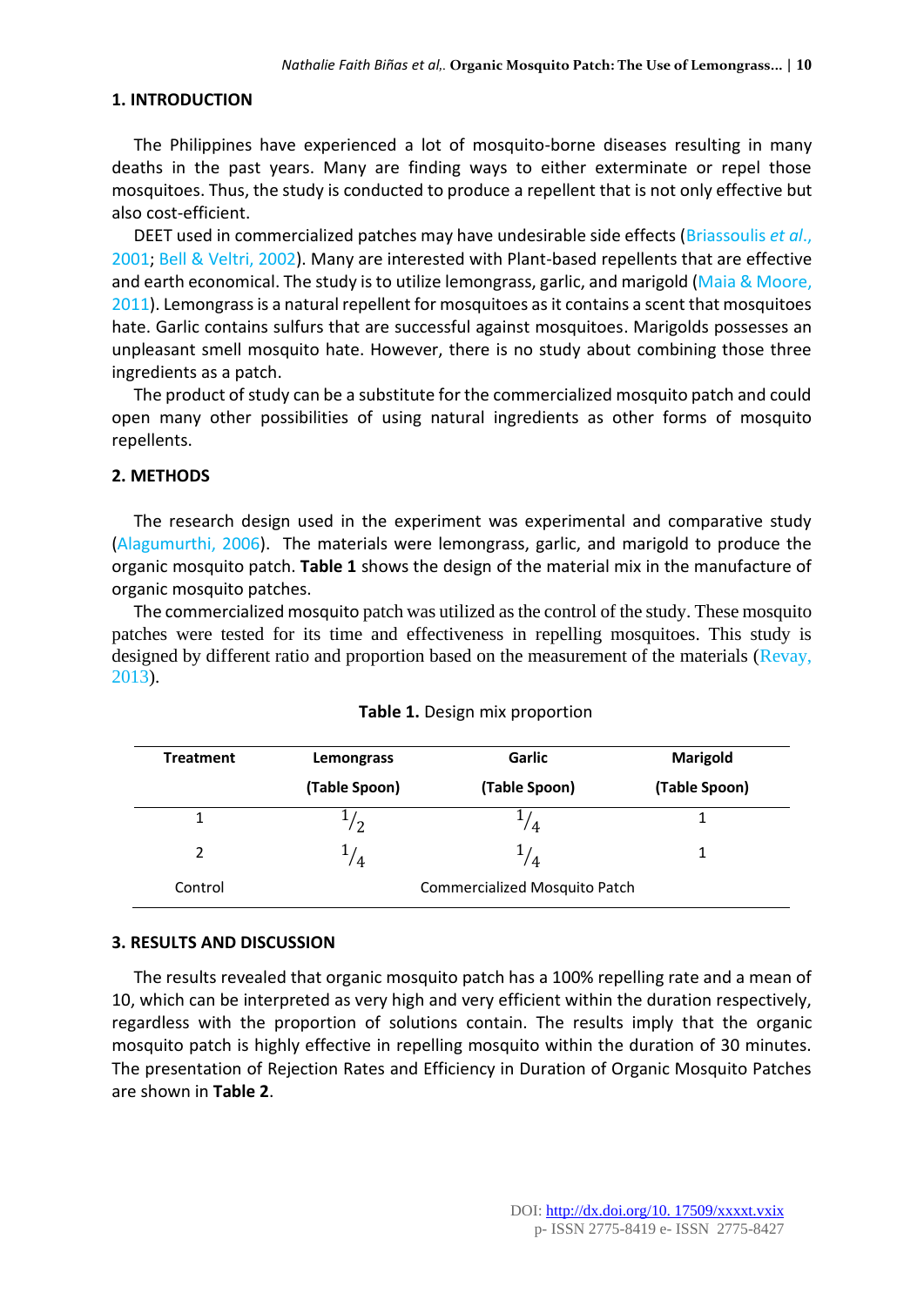## 1. INTRODUCTION

The Philippines have experienced a lot of mosquito-borne diseases resulting in many deaths in the past years. Many are finding ways to either exterminate or repel those mosquitoes. Thus, the study is conducted to produce a repellent that is not only effective but also cost-efficient.

DEET used in commercialized patches may have undesirable side effects (Briassoulis *et al*., 2001; Bell & Veltri, 2002). Many are interested with Plant-based repellents that are effective and earth economical. The study is to utilize lemongrass, garlic, and marigold (Maia & Moore, 2011). Lemongrass is a natural repellent for mosquitoes as it contains a scent that mosquitoes hate. Garlic contains sulfurs that are successful against mosquitoes. Marigolds possesses an unpleasant smell mosquito hate. However, there is no study about combining those three ingredients as a patch.

The product of study can be a substitute for the commercialized mosquito patch and could open many other possibilities of using natural ingredients as other forms of mosquito repellents.

## 2. METHODS

The research design used in the experiment was experimental and comparative study (Alagumurthi, 2006). The materials were lemongrass, garlic, and marigold to produce the organic mosquito patch. **Table 1** shows the design of the material mix in the manufacture of organic mosquito patches.

The commercialized mosquito patch was utilized as the control of the study. These mosquito patches were tested for its time and effectiveness in repelling mosquitoes. This study is designed by different ratio and proportion based on the measurement of the materials (Revay, 2013).

**Table 1.** Design mix proportion

| Treatment | Lemongrass (Table Spoon) | Garlic (Table Spoon) | Marigold (Table Spoon) |
|---|---|---|---|
| 1 | $^1/_2$ | $^1/_4$ | 1 |
| 2 | $^1/_4$ | $^1/_4$ | 1 |
| Control | Commercialized Mosquito Patch | | |

## 3. RESULTS AND DISCUSSION

The results revealed that organic mosquito patch has a 100% repelling rate and a mean of 10, which can be interpreted as very high and very efficient within the duration respectively, regardless with the proportion of solutions contain. The results imply that the organic mosquito patch is highly effective in repelling mosquito within the duration of 30 minutes. The presentation of Rejection Rates and Efficiency in Duration of Organic Mosquito Patches are shown in **Table 2**.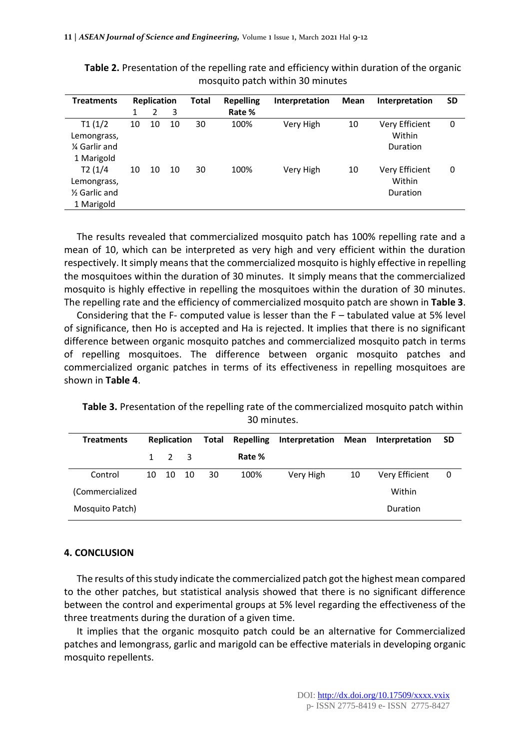**Table 2.** Presentation of the repelling rate and efficiency within duration of the organic mosquito patch within 30 minutes

| Treatments | Replication | | | Total | Repelling Rate % | Interpretation | Mean | Interpretation | SD |
|---|---|---|---|---|---|---|---|---|---|
| | 1 | 2 | 3 | | | | | | |
| T1 (1/2 Lemongrass, ¼ Garlir and 1 Marigold | 10 | 10 | 10 | 30 | 100% | Very High | 10 | Very Efficient Within Duration | 0 |
| T2 (1/4 Lemongrass, ½ Garlic and 1 Marigold | 10 | 10 | 10 | 30 | 100% | Very High | 10 | Very Efficient Within Duration | 0 |

The results revealed that commercialized mosquito patch has 100% repelling rate and a mean of 10, which can be interpreted as very high and very efficient within the duration respectively. It simply means that the commercialized mosquito is highly effective in repelling the mosquitoes within the duration of 30 minutes. It simply means that the commercialized mosquito is highly effective in repelling the mosquitoes within the duration of 30 minutes. The repelling rate and the efficiency of commercialized mosquito patch are shown in **Table 3**.

Considering that the F- computed value is lesser than the F – tabulated value at 5% level of significance, then Ho is accepted and Ha is rejected. It implies that there is no significant difference between organic mosquito patches and commercialized mosquito patch in terms of repelling mosquitoes. The difference between organic mosquito patches and commercialized organic patches in terms of its effectiveness in repelling mosquitoes are shown in **Table 4**.

**Table 3.** Presentation of the repelling rate of the commercialized mosquito patch within 30 minutes.

| Treatments | Replication | | | Total | Repelling Rate % | Interpretation | Mean | Interpretation | SD |
|---|---|---|---|---|---|---|---|---|---|
| | 1 | 2 | 3 | | | | | | |
| Control (Commercialized Mosquito Patch) | 10 | 10 | 10 | 30 | 100% | Very High | 10 | Very Efficient Within Duration | 0 |

## 4. CONCLUSION

The results of this study indicate the commercialized patch got the highest mean compared to the other patches, but statistical analysis showed that there is no significant difference between the control and experimental groups at 5% level regarding the effectiveness of the three treatments during the duration of a given time.

It implies that the organic mosquito patch could be an alternative for Commercialized patches and lemongrass, garlic and marigold can be effective materials in developing organic mosquito repellents.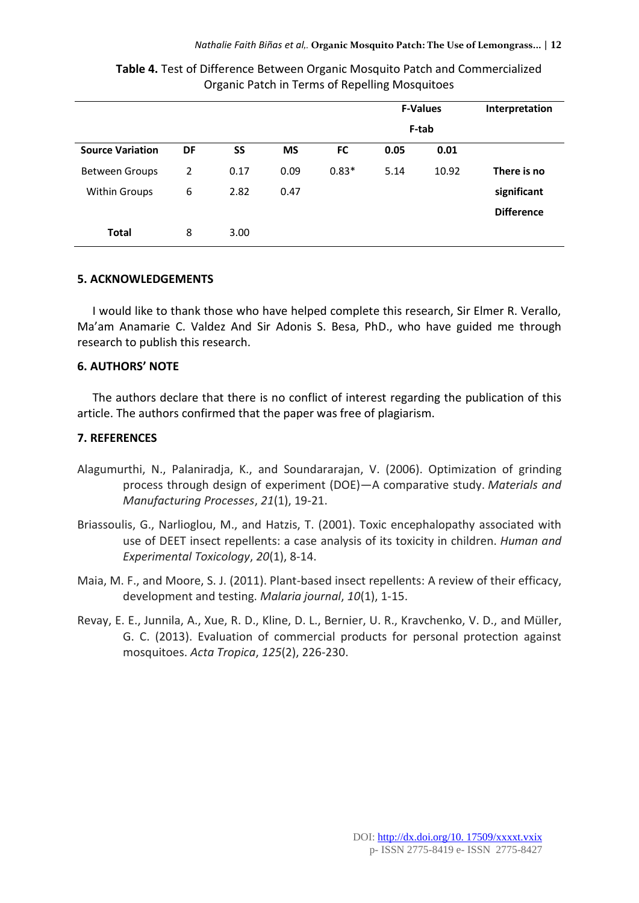**Table 4.** Test of Difference Between Organic Mosquito Patch and Commercialized Organic Patch in Terms of Repelling Mosquitoes

| | | | | | F-Values | | Interpretation |
|---|---|---|---|---|---|---|---|
| | | | | | F-tab | | |
| **Source Variation** | **DF** | **SS** | **MS** | **FC** | **0.05** | **0.01** | |
| Between Groups | 2 | 0.17 | 0.09 | 0.83* | 5.14 | 10.92 | **There is no significant Difference** |
| Within Groups | 6 | 2.82 | 0.47 | | | | |
| **Total** | 8 | 3.00 | | | | | |

## 5. ACKNOWLEDGEMENTS

I would like to thank those who have helped complete this research, Sir Elmer R. Verallo, Ma'am Anamarie C. Valdez And Sir Adonis S. Besa, PhD., who have guided me through research to publish this research.

## 6. AUTHORS' NOTE

The authors declare that there is no conflict of interest regarding the publication of this article. The authors confirmed that the paper was free of plagiarism.

## 7. REFERENCES

Alagumurthi, N., Palaniradja, K., and Soundararajan, V. (2006). Optimization of grinding process through design of experiment (DOE)—A comparative study. *Materials and Manufacturing Processes*, *21*(1), 19-21.

Briassoulis, G., Narlioglou, M., and Hatzis, T. (2001). Toxic encephalopathy associated with use of DEET insect repellents: a case analysis of its toxicity in children. *Human and Experimental Toxicology*, *20*(1), 8-14.

Maia, M. F., and Moore, S. J. (2011). Plant-based insect repellents: A review of their efficacy, development and testing. *Malaria journal*, *10*(1), 1-15.

Revay, E. E., Junnila, A., Xue, R. D., Kline, D. L., Bernier, U. R., Kravchenko, V. D., and Müller, G. C. (2013). Evaluation of commercial products for personal protection against mosquitoes. *Acta Tropica*, *125*(2), 226-230.